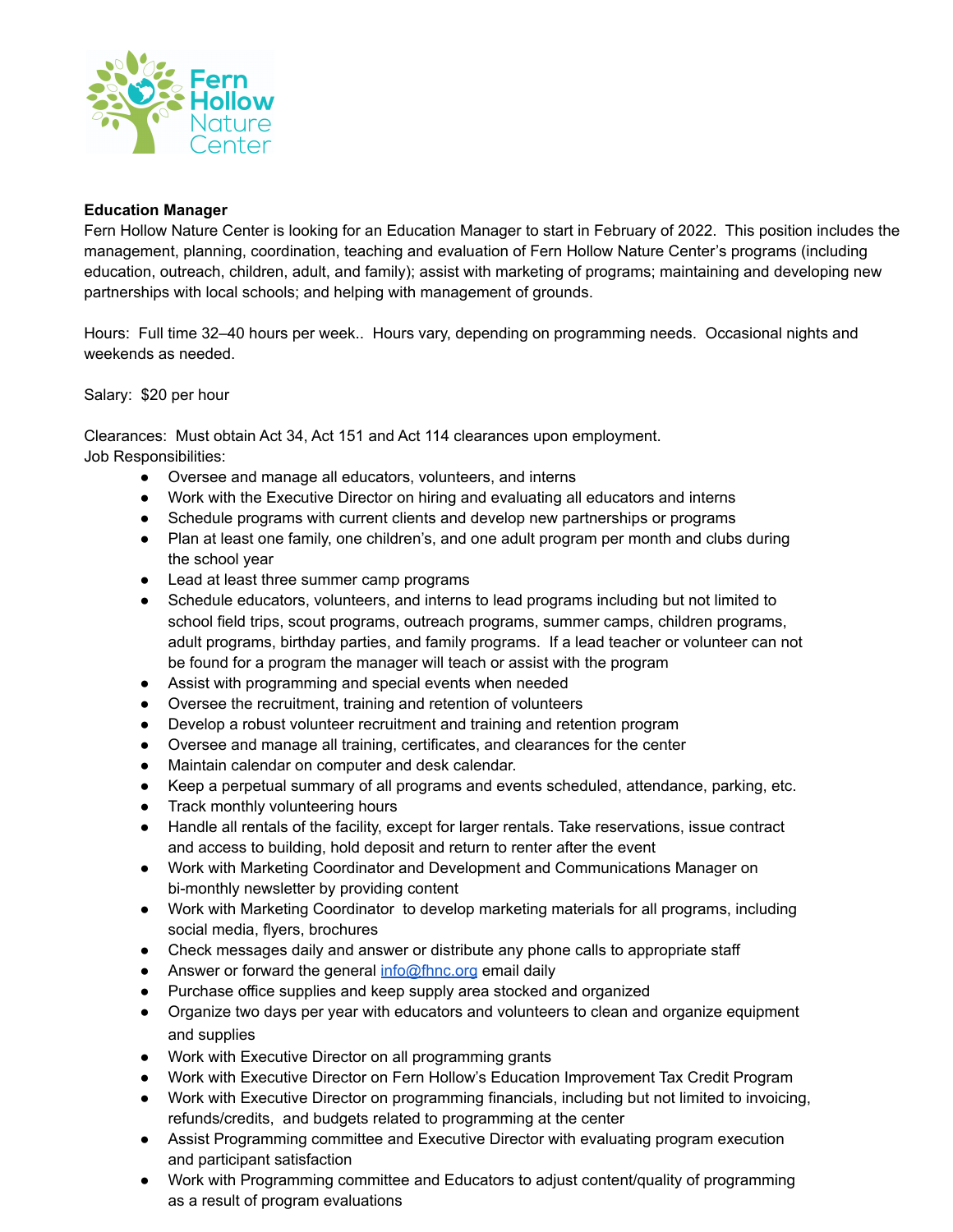**Education Manager**

Fern Hollow Nature Center is looking for an Education Manager to start in February of 2022. This position includes the management, planning, coordination, teaching and evaluation of Fern Hollow Nature Center's programs (including education, outreach, children, adult, and family); assist with marketing of programs; maintaining and developing new partnerships with local schools; and helping with management of grounds.

Hours: Full time 32–40 hours per week.. Hours vary, depending on programming needs. Occasional nights and weekends as needed.

Salary: $20 per hour

Clearances: Must obtain Act 34, Act 151 and Act 114 clearances upon employment.
Job Responsibilities:

- Oversee and manage all educators, volunteers, and interns
- Work with the Executive Director on hiring and evaluating all educators and interns
- Schedule programs with current clients and develop new partnerships or programs
- Plan at least one family, one children's, and one adult program per month and clubs during the school year
- Lead at least three summer camp programs
- Schedule educators, volunteers, and interns to lead programs including but not limited to school field trips, scout programs, outreach programs, summer camps, children programs, adult programs, birthday parties, and family programs. If a lead teacher or volunteer can not be found for a program the manager will teach or assist with the program
- Assist with programming and special events when needed
- Oversee the recruitment, training and retention of volunteers
- Develop a robust volunteer recruitment and training and retention program
- Oversee and manage all training, certificates, and clearances for the center
- Maintain calendar on computer and desk calendar.
- Keep a perpetual summary of all programs and events scheduled, attendance, parking, etc.
- Track monthly volunteering hours
- Handle all rentals of the facility, except for larger rentals. Take reservations, issue contract and access to building, hold deposit and return to renter after the event
- Work with Marketing Coordinator and Development and Communications Manager on bi-monthly newsletter by providing content
- Work with Marketing Coordinator to develop marketing materials for all programs, including social media, flyers, brochures
- Check messages daily and answer or distribute any phone calls to appropriate staff
- Answer or forward the general info@fhnc.org email daily
- Purchase office supplies and keep supply area stocked and organized
- Organize two days per year with educators and volunteers to clean and organize equipment and supplies
- Work with Executive Director on all programming grants
- Work with Executive Director on Fern Hollow's Education Improvement Tax Credit Program
- Work with Executive Director on programming financials, including but not limited to invoicing, refunds/credits, and budgets related to programming at the center
- Assist Programming committee and Executive Director with evaluating program execution and participant satisfaction
- Work with Programming committee and Educators to adjust content/quality of programming as a result of program evaluations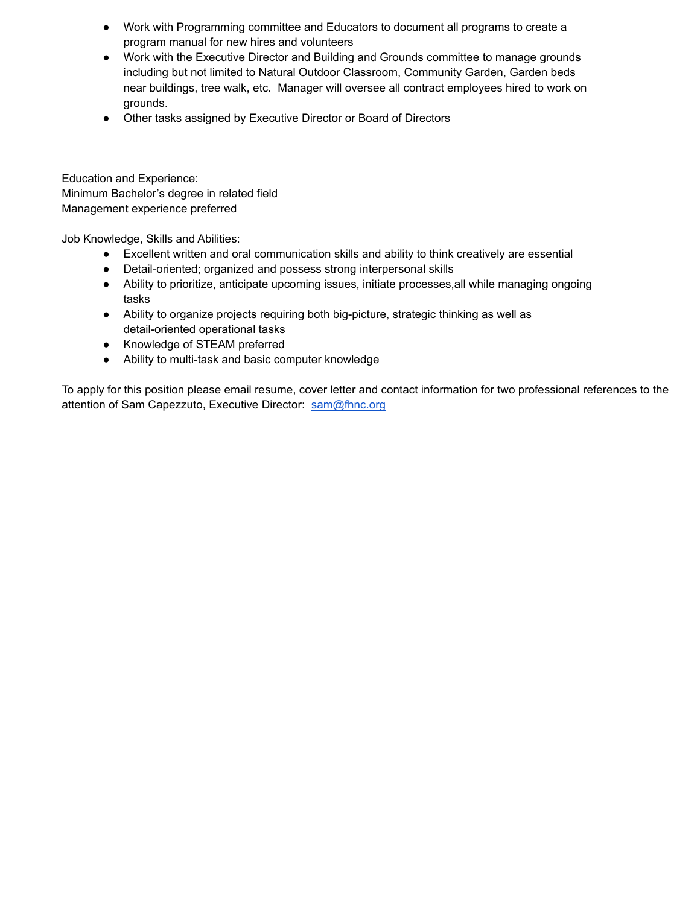- Work with Programming committee and Educators to document all programs to create a program manual for new hires and volunteers
- Work with the Executive Director and Building and Grounds committee to manage grounds including but not limited to Natural Outdoor Classroom, Community Garden, Garden beds near buildings, tree walk, etc. Manager will oversee all contract employees hired to work on grounds.
- Other tasks assigned by Executive Director or Board of Directors

Education and Experience:
Minimum Bachelor's degree in related field
Management experience preferred

Job Knowledge, Skills and Abilities:

- Excellent written and oral communication skills and ability to think creatively are essential
- Detail-oriented; organized and possess strong interpersonal skills
- Ability to prioritize, anticipate upcoming issues, initiate processes,all while managing ongoing tasks
- Ability to organize projects requiring both big-picture, strategic thinking as well as detail-oriented operational tasks
- Knowledge of STEAM preferred
- Ability to multi-task and basic computer knowledge

To apply for this position please email resume, cover letter and contact information for two professional references to the attention of Sam Capezzuto, Executive Director: sam@fhnc.org